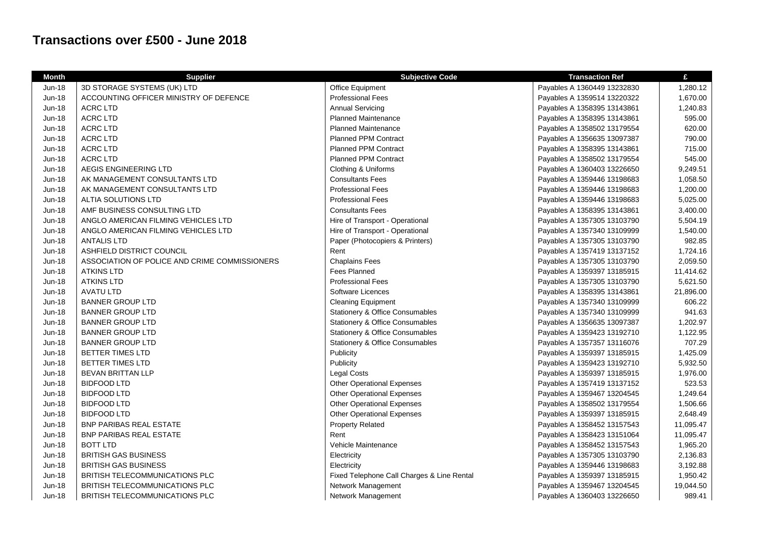# Transactions over £500 - June 2018

| Month | Supplier | Subjective Code | Transaction Ref | £ |
|---|---|---|---|---|
| Jun-18 | 3D STORAGE SYSTEMS (UK) LTD | Office Equipment | Payables A 1360449 13232830 | 1,280.12 |
| Jun-18 | ACCOUNTING OFFICER MINISTRY OF DEFENCE | Professional Fees | Payables A 1359514 13220322 | 1,670.00 |
| Jun-18 | ACRC LTD | Annual Servicing | Payables A 1358395 13143861 | 1,240.83 |
| Jun-18 | ACRC LTD | Planned Maintenance | Payables A 1358395 13143861 | 595.00 |
| Jun-18 | ACRC LTD | Planned Maintenance | Payables A 1358502 13179554 | 620.00 |
| Jun-18 | ACRC LTD | Planned PPM Contract | Payables A 1356635 13097387 | 790.00 |
| Jun-18 | ACRC LTD | Planned PPM Contract | Payables A 1358395 13143861 | 715.00 |
| Jun-18 | ACRC LTD | Planned PPM Contract | Payables A 1358502 13179554 | 545.00 |
| Jun-18 | AEGIS ENGINEERING LTD | Clothing & Uniforms | Payables A 1360403 13226650 | 9,249.51 |
| Jun-18 | AK MANAGEMENT CONSULTANTS LTD | Consultants Fees | Payables A 1359446 13198683 | 1,058.50 |
| Jun-18 | AK MANAGEMENT CONSULTANTS LTD | Professional Fees | Payables A 1359446 13198683 | 1,200.00 |
| Jun-18 | ALTIA SOLUTIONS LTD | Professional Fees | Payables A 1359446 13198683 | 5,025.00 |
| Jun-18 | AMF BUSINESS CONSULTING LTD | Consultants Fees | Payables A 1358395 13143861 | 3,400.00 |
| Jun-18 | ANGLO AMERICAN FILMING VEHICLES LTD | Hire of Transport - Operational | Payables A 1357305 13103790 | 5,504.19 |
| Jun-18 | ANGLO AMERICAN FILMING VEHICLES LTD | Hire of Transport - Operational | Payables A 1357340 13109999 | 1,540.00 |
| Jun-18 | ANTALIS LTD | Paper (Photocopiers & Printers) | Payables A 1357305 13103790 | 982.85 |
| Jun-18 | ASHFIELD DISTRICT COUNCIL | Rent | Payables A 1357419 13137152 | 1,724.16 |
| Jun-18 | ASSOCIATION OF POLICE AND CRIME COMMISSIONERS | Chaplains Fees | Payables A 1357305 13103790 | 2,059.50 |
| Jun-18 | ATKINS LTD | Fees Planned | Payables A 1359397 13185915 | 11,414.62 |
| Jun-18 | ATKINS LTD | Professional Fees | Payables A 1357305 13103790 | 5,621.50 |
| Jun-18 | AVATU LTD | Software Licences | Payables A 1358395 13143861 | 21,896.00 |
| Jun-18 | BANNER GROUP LTD | Cleaning Equipment | Payables A 1357340 13109999 | 606.22 |
| Jun-18 | BANNER GROUP LTD | Stationery & Office Consumables | Payables A 1357340 13109999 | 941.63 |
| Jun-18 | BANNER GROUP LTD | Stationery & Office Consumables | Payables A 1356635 13097387 | 1,202.97 |
| Jun-18 | BANNER GROUP LTD | Stationery & Office Consumables | Payables A 1359423 13192710 | 1,122.95 |
| Jun-18 | BANNER GROUP LTD | Stationery & Office Consumables | Payables A 1357357 13116076 | 707.29 |
| Jun-18 | BETTER TIMES LTD | Publicity | Payables A 1359397 13185915 | 1,425.09 |
| Jun-18 | BETTER TIMES LTD | Publicity | Payables A 1359423 13192710 | 5,932.50 |
| Jun-18 | BEVAN BRITTAN LLP | Legal Costs | Payables A 1359397 13185915 | 1,976.00 |
| Jun-18 | BIDFOOD LTD | Other Operational Expenses | Payables A 1357419 13137152 | 523.53 |
| Jun-18 | BIDFOOD LTD | Other Operational Expenses | Payables A 1359467 13204545 | 1,249.64 |
| Jun-18 | BIDFOOD LTD | Other Operational Expenses | Payables A 1358502 13179554 | 1,506.66 |
| Jun-18 | BIDFOOD LTD | Other Operational Expenses | Payables A 1359397 13185915 | 2,648.49 |
| Jun-18 | BNP PARIBAS REAL ESTATE | Property Related | Payables A 1358452 13157543 | 11,095.47 |
| Jun-18 | BNP PARIBAS REAL ESTATE | Rent | Payables A 1358423 13151064 | 11,095.47 |
| Jun-18 | BOTT LTD | Vehicle Maintenance | Payables A 1358452 13157543 | 1,965.20 |
| Jun-18 | BRITISH GAS BUSINESS | Electricity | Payables A 1357305 13103790 | 2,136.83 |
| Jun-18 | BRITISH GAS BUSINESS | Electricity | Payables A 1359446 13198683 | 3,192.88 |
| Jun-18 | BRITISH TELECOMMUNICATIONS PLC | Fixed Telephone Call Charges & Line Rental | Payables A 1359397 13185915 | 1,950.42 |
| Jun-18 | BRITISH TELECOMMUNICATIONS PLC | Network Management | Payables A 1359467 13204545 | 19,044.50 |
| Jun-18 | BRITISH TELECOMMUNICATIONS PLC | Network Management | Payables A 1360403 13226650 | 989.41 |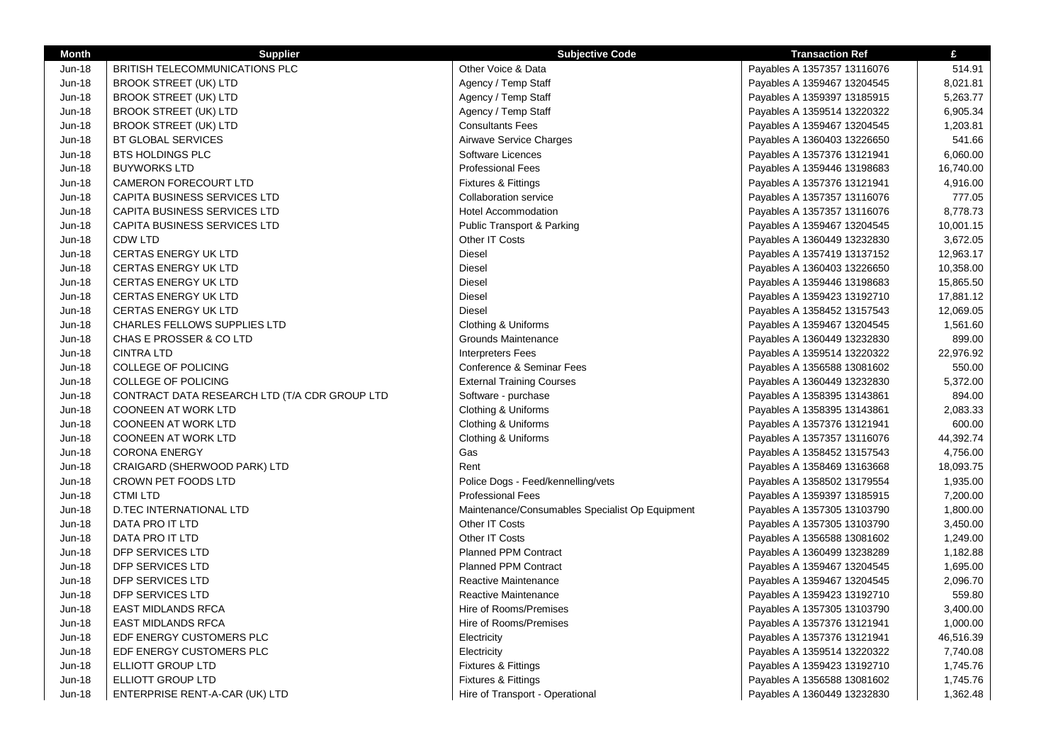| Month | Supplier | Subjective Code | Transaction Ref | £ |
|---|---|---|---|---|
| Jun-18 | BRITISH TELECOMMUNICATIONS PLC | Other Voice & Data | Payables A 1357357 13116076 | 514.91 |
| Jun-18 | BROOK STREET (UK) LTD | Agency / Temp Staff | Payables A 1359467 13204545 | 8,021.81 |
| Jun-18 | BROOK STREET (UK) LTD | Agency / Temp Staff | Payables A 1359397 13185915 | 5,263.77 |
| Jun-18 | BROOK STREET (UK) LTD | Agency / Temp Staff | Payables A 1359514 13220322 | 6,905.34 |
| Jun-18 | BROOK STREET (UK) LTD | Consultants Fees | Payables A 1359467 13204545 | 1,203.81 |
| Jun-18 | BT GLOBAL SERVICES | Airwave Service Charges | Payables A 1360403 13226650 | 541.66 |
| Jun-18 | BTS HOLDINGS PLC | Software Licences | Payables A 1357376 13121941 | 6,060.00 |
| Jun-18 | BUYWORKS LTD | Professional Fees | Payables A 1359446 13198683 | 16,740.00 |
| Jun-18 | CAMERON FORECOURT LTD | Fixtures & Fittings | Payables A 1357376 13121941 | 4,916.00 |
| Jun-18 | CAPITA BUSINESS SERVICES LTD | Collaboration service | Payables A 1357357 13116076 | 777.05 |
| Jun-18 | CAPITA BUSINESS SERVICES LTD | Hotel Accommodation | Payables A 1357357 13116076 | 8,778.73 |
| Jun-18 | CAPITA BUSINESS SERVICES LTD | Public Transport & Parking | Payables A 1359467 13204545 | 10,001.15 |
| Jun-18 | CDW LTD | Other IT Costs | Payables A 1360449 13232830 | 3,672.05 |
| Jun-18 | CERTAS ENERGY UK LTD | Diesel | Payables A 1357419 13137152 | 12,963.17 |
| Jun-18 | CERTAS ENERGY UK LTD | Diesel | Payables A 1360403 13226650 | 10,358.00 |
| Jun-18 | CERTAS ENERGY UK LTD | Diesel | Payables A 1359446 13198683 | 15,865.50 |
| Jun-18 | CERTAS ENERGY UK LTD | Diesel | Payables A 1359423 13192710 | 17,881.12 |
| Jun-18 | CERTAS ENERGY UK LTD | Diesel | Payables A 1358452 13157543 | 12,069.05 |
| Jun-18 | CHARLES FELLOWS SUPPLIES LTD | Clothing & Uniforms | Payables A 1359467 13204545 | 1,561.60 |
| Jun-18 | CHAS E PROSSER & CO LTD | Grounds Maintenance | Payables A 1360449 13232830 | 899.00 |
| Jun-18 | CINTRA LTD | Interpreters Fees | Payables A 1359514 13220322 | 22,976.92 |
| Jun-18 | COLLEGE OF POLICING | Conference & Seminar Fees | Payables A 1356588 13081602 | 550.00 |
| Jun-18 | COLLEGE OF POLICING | External Training Courses | Payables A 1360449 13232830 | 5,372.00 |
| Jun-18 | CONTRACT DATA RESEARCH LTD (T/A CDR GROUP LTD | Software - purchase | Payables A 1358395 13143861 | 894.00 |
| Jun-18 | COONEEN AT WORK LTD | Clothing & Uniforms | Payables A 1358395 13143861 | 2,083.33 |
| Jun-18 | COONEEN AT WORK LTD | Clothing & Uniforms | Payables A 1357376 13121941 | 600.00 |
| Jun-18 | COONEEN AT WORK LTD | Clothing & Uniforms | Payables A 1357357 13116076 | 44,392.74 |
| Jun-18 | CORONA ENERGY | Gas | Payables A 1358452 13157543 | 4,756.00 |
| Jun-18 | CRAIGARD (SHERWOOD PARK) LTD | Rent | Payables A 1358469 13163668 | 18,093.75 |
| Jun-18 | CROWN PET FOODS LTD | Police Dogs - Feed/kennelling/vets | Payables A 1358502 13179554 | 1,935.00 |
| Jun-18 | CTMI LTD | Professional Fees | Payables A 1359397 13185915 | 7,200.00 |
| Jun-18 | D.TEC INTERNATIONAL LTD | Maintenance/Consumables Specialist Op Equipment | Payables A 1357305 13103790 | 1,800.00 |
| Jun-18 | DATA PRO IT LTD | Other IT Costs | Payables A 1357305 13103790 | 3,450.00 |
| Jun-18 | DATA PRO IT LTD | Other IT Costs | Payables A 1356588 13081602 | 1,249.00 |
| Jun-18 | DFP SERVICES LTD | Planned PPM Contract | Payables A 1360499 13238289 | 1,182.88 |
| Jun-18 | DFP SERVICES LTD | Planned PPM Contract | Payables A 1359467 13204545 | 1,695.00 |
| Jun-18 | DFP SERVICES LTD | Reactive Maintenance | Payables A 1359467 13204545 | 2,096.70 |
| Jun-18 | DFP SERVICES LTD | Reactive Maintenance | Payables A 1359423 13192710 | 559.80 |
| Jun-18 | EAST MIDLANDS RFCA | Hire of Rooms/Premises | Payables A 1357305 13103790 | 3,400.00 |
| Jun-18 | EAST MIDLANDS RFCA | Hire of Rooms/Premises | Payables A 1357376 13121941 | 1,000.00 |
| Jun-18 | EDF ENERGY CUSTOMERS PLC | Electricity | Payables A 1357376 13121941 | 46,516.39 |
| Jun-18 | EDF ENERGY CUSTOMERS PLC | Electricity | Payables A 1359514 13220322 | 7,740.08 |
| Jun-18 | ELLIOTT GROUP LTD | Fixtures & Fittings | Payables A 1359423 13192710 | 1,745.76 |
| Jun-18 | ELLIOTT GROUP LTD | Fixtures & Fittings | Payables A 1356588 13081602 | 1,745.76 |
| Jun-18 | ENTERPRISE RENT-A-CAR (UK) LTD | Hire of Transport - Operational | Payables A 1360449 13232830 | 1,362.48 |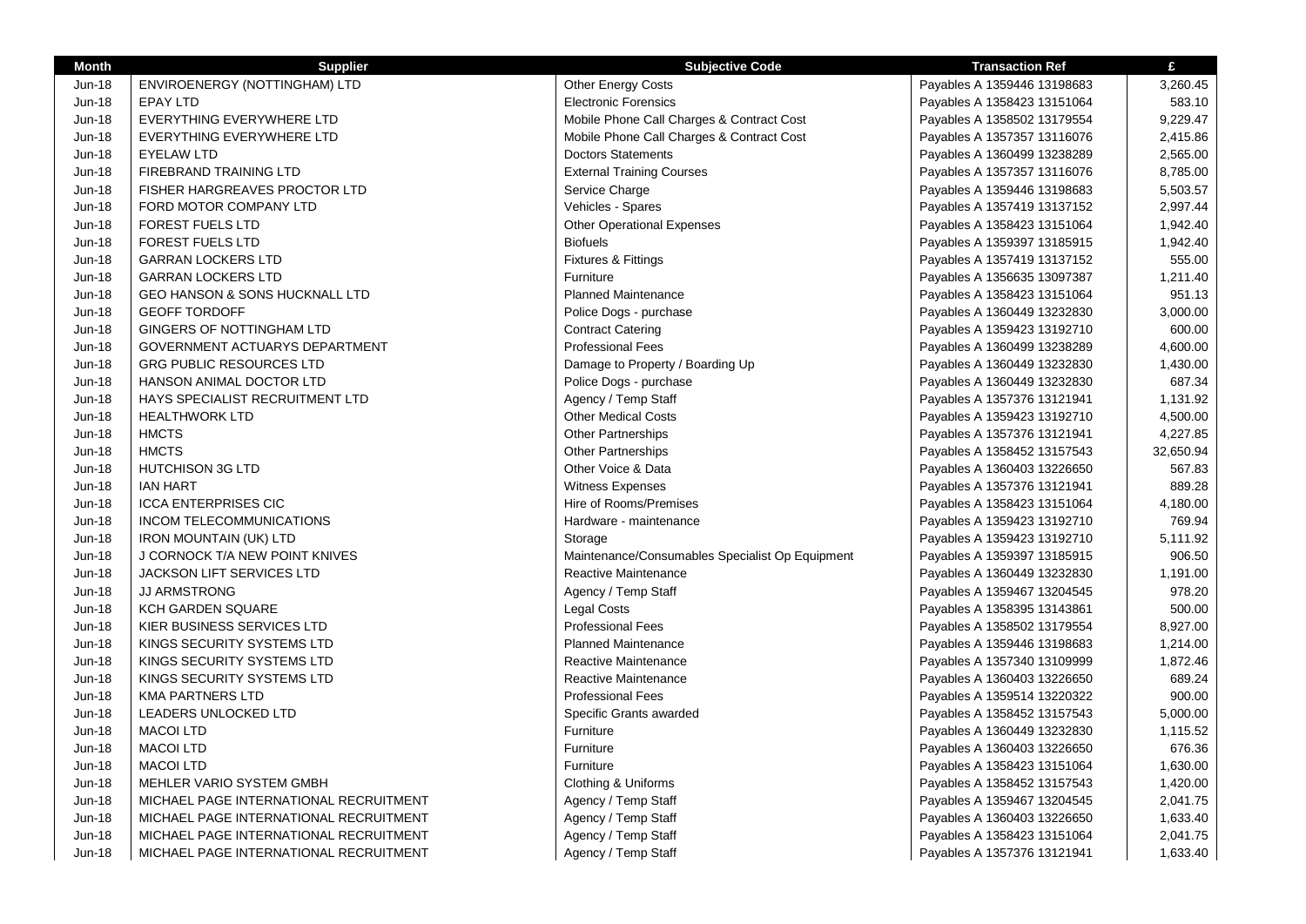| Month | Supplier | Subjective Code | Transaction Ref | £ |
|---|---|---|---|---|
| Jun-18 | ENVIROENERGY (NOTTINGHAM) LTD | Other Energy Costs | Payables A 1359446 13198683 | 3,260.45 |
| Jun-18 | EPAY LTD | Electronic Forensics | Payables A 1358423 13151064 | 583.10 |
| Jun-18 | EVERYTHING EVERYWHERE LTD | Mobile Phone Call Charges & Contract Cost | Payables A 1358502 13179554 | 9,229.47 |
| Jun-18 | EVERYTHING EVERYWHERE LTD | Mobile Phone Call Charges & Contract Cost | Payables A 1357357 13116076 | 2,415.86 |
| Jun-18 | EYELAW LTD | Doctors Statements | Payables A 1360499 13238289 | 2,565.00 |
| Jun-18 | FIREBRAND TRAINING LTD | External Training Courses | Payables A 1357357 13116076 | 8,785.00 |
| Jun-18 | FISHER HARGREAVES PROCTOR LTD | Service Charge | Payables A 1359446 13198683 | 5,503.57 |
| Jun-18 | FORD MOTOR COMPANY LTD | Vehicles - Spares | Payables A 1357419 13137152 | 2,997.44 |
| Jun-18 | FOREST FUELS LTD | Other Operational Expenses | Payables A 1358423 13151064 | 1,942.40 |
| Jun-18 | FOREST FUELS LTD | Biofuels | Payables A 1359397 13185915 | 1,942.40 |
| Jun-18 | GARRAN LOCKERS LTD | Fixtures & Fittings | Payables A 1357419 13137152 | 555.00 |
| Jun-18 | GARRAN LOCKERS LTD | Furniture | Payables A 1356635 13097387 | 1,211.40 |
| Jun-18 | GEO HANSON & SONS HUCKNALL LTD | Planned Maintenance | Payables A 1358423 13151064 | 951.13 |
| Jun-18 | GEOFF TORDOFF | Police Dogs - purchase | Payables A 1360449 13232830 | 3,000.00 |
| Jun-18 | GINGERS OF NOTTINGHAM LTD | Contract Catering | Payables A 1359423 13192710 | 600.00 |
| Jun-18 | GOVERNMENT ACTUARYS DEPARTMENT | Professional Fees | Payables A 1360499 13238289 | 4,600.00 |
| Jun-18 | GRG PUBLIC RESOURCES LTD | Damage to Property / Boarding Up | Payables A 1360449 13232830 | 1,430.00 |
| Jun-18 | HANSON ANIMAL DOCTOR LTD | Police Dogs - purchase | Payables A 1360449 13232830 | 687.34 |
| Jun-18 | HAYS SPECIALIST RECRUITMENT LTD | Agency / Temp Staff | Payables A 1357376 13121941 | 1,131.92 |
| Jun-18 | HEALTHWORK LTD | Other Medical Costs | Payables A 1359423 13192710 | 4,500.00 |
| Jun-18 | HMCTS | Other Partnerships | Payables A 1357376 13121941 | 4,227.85 |
| Jun-18 | HMCTS | Other Partnerships | Payables A 1358452 13157543 | 32,650.94 |
| Jun-18 | HUTCHISON 3G LTD | Other Voice & Data | Payables A 1360403 13226650 | 567.83 |
| Jun-18 | IAN HART | Witness Expenses | Payables A 1357376 13121941 | 889.28 |
| Jun-18 | ICCA ENTERPRISES CIC | Hire of Rooms/Premises | Payables A 1358423 13151064 | 4,180.00 |
| Jun-18 | INCOM TELECOMMUNICATIONS | Hardware - maintenance | Payables A 1359423 13192710 | 769.94 |
| Jun-18 | IRON MOUNTAIN (UK) LTD | Storage | Payables A 1359423 13192710 | 5,111.92 |
| Jun-18 | J CORNOCK T/A NEW POINT KNIVES | Maintenance/Consumables Specialist Op Equipment | Payables A 1359397 13185915 | 906.50 |
| Jun-18 | JACKSON LIFT SERVICES LTD | Reactive Maintenance | Payables A 1360449 13232830 | 1,191.00 |
| Jun-18 | JJ ARMSTRONG | Agency / Temp Staff | Payables A 1359467 13204545 | 978.20 |
| Jun-18 | KCH GARDEN SQUARE | Legal Costs | Payables A 1358395 13143861 | 500.00 |
| Jun-18 | KIER BUSINESS SERVICES LTD | Professional Fees | Payables A 1358502 13179554 | 8,927.00 |
| Jun-18 | KINGS SECURITY SYSTEMS LTD | Planned Maintenance | Payables A 1359446 13198683 | 1,214.00 |
| Jun-18 | KINGS SECURITY SYSTEMS LTD | Reactive Maintenance | Payables A 1357340 13109999 | 1,872.46 |
| Jun-18 | KINGS SECURITY SYSTEMS LTD | Reactive Maintenance | Payables A 1360403 13226650 | 689.24 |
| Jun-18 | KMA PARTNERS LTD | Professional Fees | Payables A 1359514 13220322 | 900.00 |
| Jun-18 | LEADERS UNLOCKED LTD | Specific Grants awarded | Payables A 1358452 13157543 | 5,000.00 |
| Jun-18 | MACOI LTD | Furniture | Payables A 1360449 13232830 | 1,115.52 |
| Jun-18 | MACOI LTD | Furniture | Payables A 1360403 13226650 | 676.36 |
| Jun-18 | MACOI LTD | Furniture | Payables A 1358423 13151064 | 1,630.00 |
| Jun-18 | MEHLER VARIO SYSTEM GMBH | Clothing & Uniforms | Payables A 1358452 13157543 | 1,420.00 |
| Jun-18 | MICHAEL PAGE INTERNATIONAL RECRUITMENT | Agency / Temp Staff | Payables A 1359467 13204545 | 2,041.75 |
| Jun-18 | MICHAEL PAGE INTERNATIONAL RECRUITMENT | Agency / Temp Staff | Payables A 1360403 13226650 | 1,633.40 |
| Jun-18 | MICHAEL PAGE INTERNATIONAL RECRUITMENT | Agency / Temp Staff | Payables A 1358423 13151064 | 2,041.75 |
| Jun-18 | MICHAEL PAGE INTERNATIONAL RECRUITMENT | Agency / Temp Staff | Payables A 1357376 13121941 | 1,633.40 |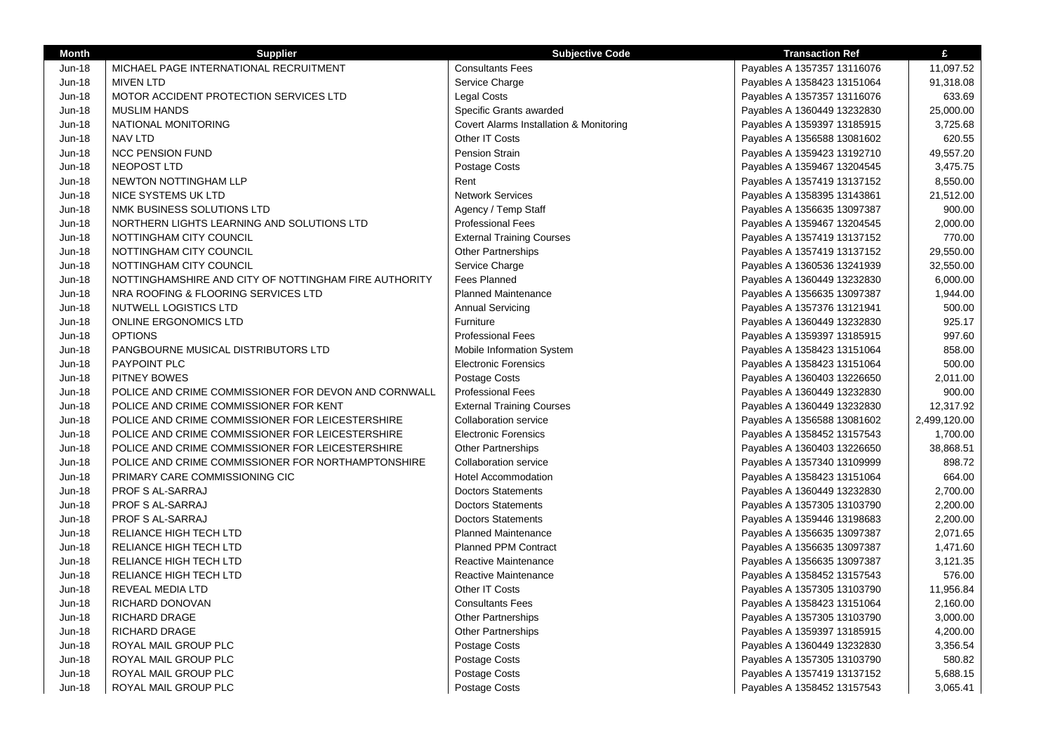| Month | Supplier | Subjective Code | Transaction Ref | £ |
|---|---|---|---|---|
| Jun-18 | MICHAEL PAGE INTERNATIONAL RECRUITMENT | Consultants Fees | Payables A 1357357 13116076 | 11,097.52 |
| Jun-18 | MIVEN LTD | Service Charge | Payables A 1358423 13151064 | 91,318.08 |
| Jun-18 | MOTOR ACCIDENT PROTECTION SERVICES LTD | Legal Costs | Payables A 1357357 13116076 | 633.69 |
| Jun-18 | MUSLIM HANDS | Specific Grants awarded | Payables A 1360449 13232830 | 25,000.00 |
| Jun-18 | NATIONAL MONITORING | Covert Alarms Installation & Monitoring | Payables A 1359397 13185915 | 3,725.68 |
| Jun-18 | NAV LTD | Other IT Costs | Payables A 1356588 13081602 | 620.55 |
| Jun-18 | NCC PENSION FUND | Pension Strain | Payables A 1359423 13192710 | 49,557.20 |
| Jun-18 | NEOPOST LTD | Postage Costs | Payables A 1359467 13204545 | 3,475.75 |
| Jun-18 | NEWTON NOTTINGHAM LLP | Rent | Payables A 1357419 13137152 | 8,550.00 |
| Jun-18 | NICE SYSTEMS UK LTD | Network Services | Payables A 1358395 13143861 | 21,512.00 |
| Jun-18 | NMK BUSINESS SOLUTIONS LTD | Agency / Temp Staff | Payables A 1356635 13097387 | 900.00 |
| Jun-18 | NORTHERN LIGHTS LEARNING AND SOLUTIONS LTD | Professional Fees | Payables A 1359467 13204545 | 2,000.00 |
| Jun-18 | NOTTINGHAM CITY COUNCIL | External Training Courses | Payables A 1357419 13137152 | 770.00 |
| Jun-18 | NOTTINGHAM CITY COUNCIL | Other Partnerships | Payables A 1357419 13137152 | 29,550.00 |
| Jun-18 | NOTTINGHAM CITY COUNCIL | Service Charge | Payables A 1360536 13241939 | 32,550.00 |
| Jun-18 | NOTTINGHAMSHIRE AND CITY OF NOTTINGHAM FIRE AUTHORITY | Fees Planned | Payables A 1360449 13232830 | 6,000.00 |
| Jun-18 | NRA ROOFING & FLOORING SERVICES LTD | Planned Maintenance | Payables A 1356635 13097387 | 1,944.00 |
| Jun-18 | NUTWELL LOGISTICS LTD | Annual Servicing | Payables A 1357376 13121941 | 500.00 |
| Jun-18 | ONLINE ERGONOMICS LTD | Furniture | Payables A 1360449 13232830 | 925.17 |
| Jun-18 | OPTIONS | Professional Fees | Payables A 1359397 13185915 | 997.60 |
| Jun-18 | PANGBOURNE MUSICAL DISTRIBUTORS LTD | Mobile Information System | Payables A 1358423 13151064 | 858.00 |
| Jun-18 | PAYPOINT PLC | Electronic Forensics | Payables A 1358423 13151064 | 500.00 |
| Jun-18 | PITNEY BOWES | Postage Costs | Payables A 1360403 13226650 | 2,011.00 |
| Jun-18 | POLICE AND CRIME COMMISSIONER FOR DEVON AND CORNWALL | Professional Fees | Payables A 1360449 13232830 | 900.00 |
| Jun-18 | POLICE AND CRIME COMMISSIONER FOR KENT | External Training Courses | Payables A 1360449 13232830 | 12,317.92 |
| Jun-18 | POLICE AND CRIME COMMISSIONER FOR LEICESTERSHIRE | Collaboration service | Payables A 1356588 13081602 | 2,499,120.00 |
| Jun-18 | POLICE AND CRIME COMMISSIONER FOR LEICESTERSHIRE | Electronic Forensics | Payables A 1358452 13157543 | 1,700.00 |
| Jun-18 | POLICE AND CRIME COMMISSIONER FOR LEICESTERSHIRE | Other Partnerships | Payables A 1360403 13226650 | 38,868.51 |
| Jun-18 | POLICE AND CRIME COMMISSIONER FOR NORTHAMPTONSHIRE | Collaboration service | Payables A 1357340 13109999 | 898.72 |
| Jun-18 | PRIMARY CARE COMMISSIONING CIC | Hotel Accommodation | Payables A 1358423 13151064 | 664.00 |
| Jun-18 | PROF S AL-SARRAJ | Doctors Statements | Payables A 1360449 13232830 | 2,700.00 |
| Jun-18 | PROF S AL-SARRAJ | Doctors Statements | Payables A 1357305 13103790 | 2,200.00 |
| Jun-18 | PROF S AL-SARRAJ | Doctors Statements | Payables A 1359446 13198683 | 2,200.00 |
| Jun-18 | RELIANCE HIGH TECH LTD | Planned Maintenance | Payables A 1356635 13097387 | 2,071.65 |
| Jun-18 | RELIANCE HIGH TECH LTD | Planned PPM Contract | Payables A 1356635 13097387 | 1,471.60 |
| Jun-18 | RELIANCE HIGH TECH LTD | Reactive Maintenance | Payables A 1356635 13097387 | 3,121.35 |
| Jun-18 | RELIANCE HIGH TECH LTD | Reactive Maintenance | Payables A 1358452 13157543 | 576.00 |
| Jun-18 | REVEAL MEDIA LTD | Other IT Costs | Payables A 1357305 13103790 | 11,956.84 |
| Jun-18 | RICHARD DONOVAN | Consultants Fees | Payables A 1358423 13151064 | 2,160.00 |
| Jun-18 | RICHARD DRAGE | Other Partnerships | Payables A 1357305 13103790 | 3,000.00 |
| Jun-18 | RICHARD DRAGE | Other Partnerships | Payables A 1359397 13185915 | 4,200.00 |
| Jun-18 | ROYAL MAIL GROUP PLC | Postage Costs | Payables A 1360449 13232830 | 3,356.54 |
| Jun-18 | ROYAL MAIL GROUP PLC | Postage Costs | Payables A 1357305 13103790 | 580.82 |
| Jun-18 | ROYAL MAIL GROUP PLC | Postage Costs | Payables A 1357419 13137152 | 5,688.15 |
| Jun-18 | ROYAL MAIL GROUP PLC | Postage Costs | Payables A 1358452 13157543 | 3,065.41 |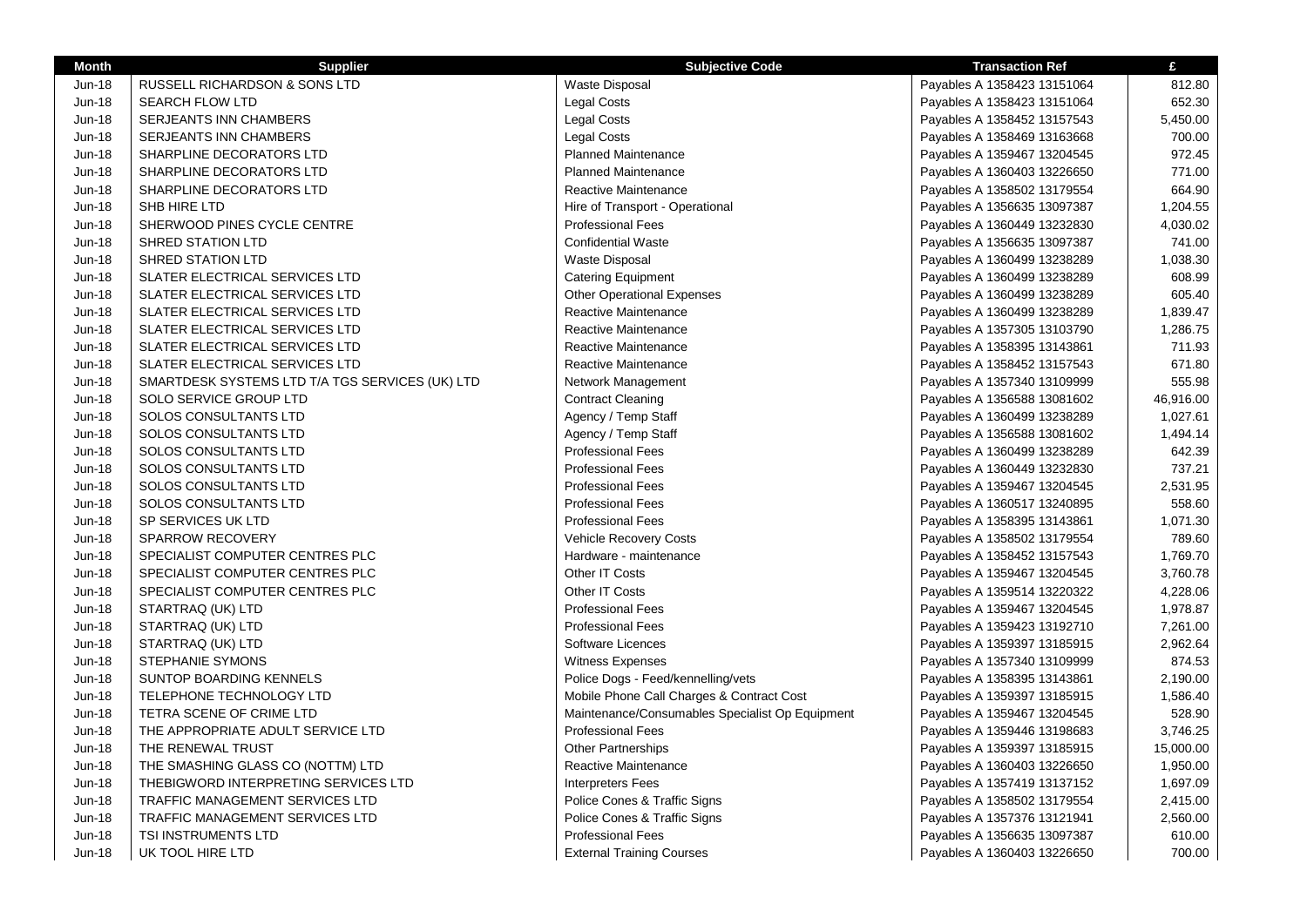| Month | Supplier | Subjective Code | Transaction Ref | £ |
|---|---|---|---|---|
| Jun-18 | RUSSELL RICHARDSON & SONS LTD | Waste Disposal | Payables A 1358423 13151064 | 812.80 |
| Jun-18 | SEARCH FLOW LTD | Legal Costs | Payables A 1358423 13151064 | 652.30 |
| Jun-18 | SERJEANTS INN CHAMBERS | Legal Costs | Payables A 1358452 13157543 | 5,450.00 |
| Jun-18 | SERJEANTS INN CHAMBERS | Legal Costs | Payables A 1358469 13163668 | 700.00 |
| Jun-18 | SHARPLINE DECORATORS LTD | Planned Maintenance | Payables A 1359467 13204545 | 972.45 |
| Jun-18 | SHARPLINE DECORATORS LTD | Planned Maintenance | Payables A 1360403 13226650 | 771.00 |
| Jun-18 | SHARPLINE DECORATORS LTD | Reactive Maintenance | Payables A 1358502 13179554 | 664.90 |
| Jun-18 | SHB HIRE LTD | Hire of Transport - Operational | Payables A 1356635 13097387 | 1,204.55 |
| Jun-18 | SHERWOOD PINES CYCLE CENTRE | Professional Fees | Payables A 1360449 13232830 | 4,030.02 |
| Jun-18 | SHRED STATION LTD | Confidential Waste | Payables A 1356635 13097387 | 741.00 |
| Jun-18 | SHRED STATION LTD | Waste Disposal | Payables A 1360499 13238289 | 1,038.30 |
| Jun-18 | SLATER ELECTRICAL SERVICES LTD | Catering Equipment | Payables A 1360499 13238289 | 608.99 |
| Jun-18 | SLATER ELECTRICAL SERVICES LTD | Other Operational Expenses | Payables A 1360499 13238289 | 605.40 |
| Jun-18 | SLATER ELECTRICAL SERVICES LTD | Reactive Maintenance | Payables A 1360499 13238289 | 1,839.47 |
| Jun-18 | SLATER ELECTRICAL SERVICES LTD | Reactive Maintenance | Payables A 1357305 13103790 | 1,286.75 |
| Jun-18 | SLATER ELECTRICAL SERVICES LTD | Reactive Maintenance | Payables A 1358395 13143861 | 711.93 |
| Jun-18 | SLATER ELECTRICAL SERVICES LTD | Reactive Maintenance | Payables A 1358452 13157543 | 671.80 |
| Jun-18 | SMARTDESK SYSTEMS LTD T/A TGS SERVICES (UK) LTD | Network Management | Payables A 1357340 13109999 | 555.98 |
| Jun-18 | SOLO SERVICE GROUP LTD | Contract Cleaning | Payables A 1356588 13081602 | 46,916.00 |
| Jun-18 | SOLOS CONSULTANTS LTD | Agency / Temp Staff | Payables A 1360499 13238289 | 1,027.61 |
| Jun-18 | SOLOS CONSULTANTS LTD | Agency / Temp Staff | Payables A 1356588 13081602 | 1,494.14 |
| Jun-18 | SOLOS CONSULTANTS LTD | Professional Fees | Payables A 1360499 13238289 | 642.39 |
| Jun-18 | SOLOS CONSULTANTS LTD | Professional Fees | Payables A 1360449 13232830 | 737.21 |
| Jun-18 | SOLOS CONSULTANTS LTD | Professional Fees | Payables A 1359467 13204545 | 2,531.95 |
| Jun-18 | SOLOS CONSULTANTS LTD | Professional Fees | Payables A 1360517 13240895 | 558.60 |
| Jun-18 | SP SERVICES UK LTD | Professional Fees | Payables A 1358395 13143861 | 1,071.30 |
| Jun-18 | SPARROW RECOVERY | Vehicle Recovery Costs | Payables A 1358502 13179554 | 789.60 |
| Jun-18 | SPECIALIST COMPUTER CENTRES PLC | Hardware - maintenance | Payables A 1358452 13157543 | 1,769.70 |
| Jun-18 | SPECIALIST COMPUTER CENTRES PLC | Other IT Costs | Payables A 1359467 13204545 | 3,760.78 |
| Jun-18 | SPECIALIST COMPUTER CENTRES PLC | Other IT Costs | Payables A 1359514 13220322 | 4,228.06 |
| Jun-18 | STARTRAQ (UK) LTD | Professional Fees | Payables A 1359467 13204545 | 1,978.87 |
| Jun-18 | STARTRAQ (UK) LTD | Professional Fees | Payables A 1359423 13192710 | 7,261.00 |
| Jun-18 | STARTRAQ (UK) LTD | Software Licences | Payables A 1359397 13185915 | 2,962.64 |
| Jun-18 | STEPHANIE SYMONS | Witness Expenses | Payables A 1357340 13109999 | 874.53 |
| Jun-18 | SUNTOP BOARDING KENNELS | Police Dogs - Feed/kennelling/vets | Payables A 1358395 13143861 | 2,190.00 |
| Jun-18 | TELEPHONE TECHNOLOGY LTD | Mobile Phone Call Charges & Contract Cost | Payables A 1359397 13185915 | 1,586.40 |
| Jun-18 | TETRA SCENE OF CRIME LTD | Maintenance/Consumables Specialist Op Equipment | Payables A 1359467 13204545 | 528.90 |
| Jun-18 | THE APPROPRIATE ADULT SERVICE LTD | Professional Fees | Payables A 1359446 13198683 | 3,746.25 |
| Jun-18 | THE RENEWAL TRUST | Other Partnerships | Payables A 1359397 13185915 | 15,000.00 |
| Jun-18 | THE SMASHING GLASS CO (NOTTM) LTD | Reactive Maintenance | Payables A 1360403 13226650 | 1,950.00 |
| Jun-18 | THEBIGWORD INTERPRETING SERVICES LTD | Interpreters Fees | Payables A 1357419 13137152 | 1,697.09 |
| Jun-18 | TRAFFIC MANAGEMENT SERVICES LTD | Police Cones & Traffic Signs | Payables A 1358502 13179554 | 2,415.00 |
| Jun-18 | TRAFFIC MANAGEMENT SERVICES LTD | Police Cones & Traffic Signs | Payables A 1357376 13121941 | 2,560.00 |
| Jun-18 | TSI INSTRUMENTS LTD | Professional Fees | Payables A 1356635 13097387 | 610.00 |
| Jun-18 | UK TOOL HIRE LTD | External Training Courses | Payables A 1360403 13226650 | 700.00 |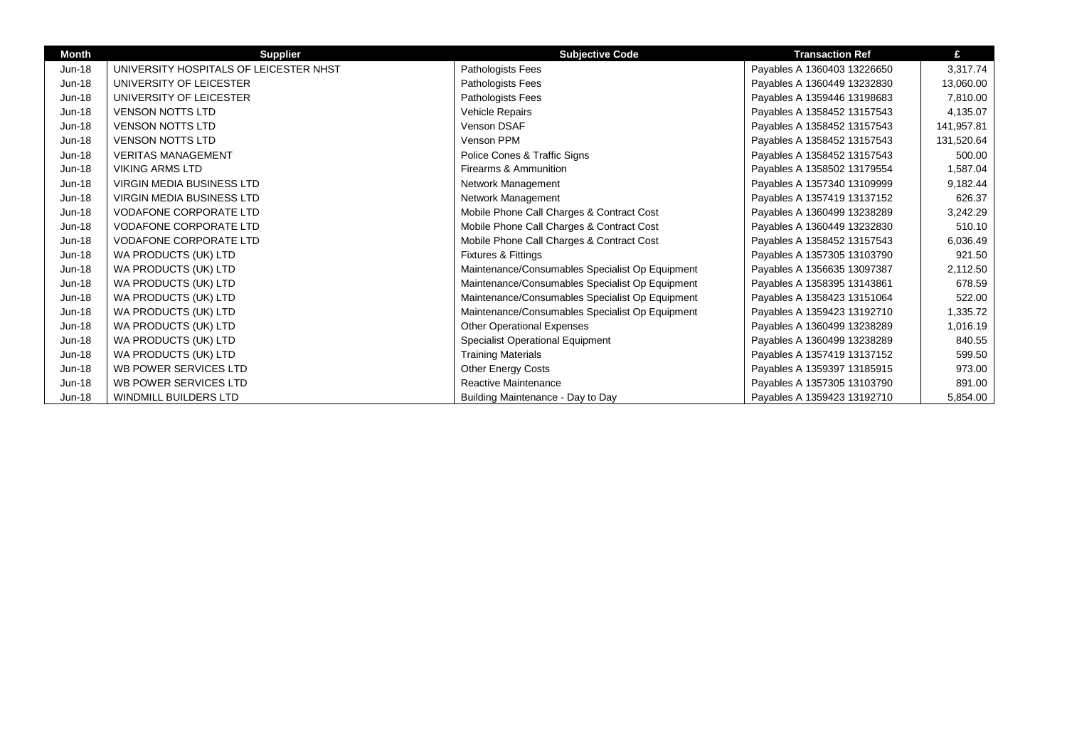| Month | Supplier | Subjective Code | Transaction Ref | £ |
|---|---|---|---|---|
| Jun-18 | UNIVERSITY HOSPITALS OF LEICESTER NHST | Pathologists Fees | Payables A 1360403 13226650 | 3,317.74 |
| Jun-18 | UNIVERSITY OF LEICESTER | Pathologists Fees | Payables A 1360449 13232830 | 13,060.00 |
| Jun-18 | UNIVERSITY OF LEICESTER | Pathologists Fees | Payables A 1359446 13198683 | 7,810.00 |
| Jun-18 | VENSON NOTTS LTD | Vehicle Repairs | Payables A 1358452 13157543 | 4,135.07 |
| Jun-18 | VENSON NOTTS LTD | Venson DSAF | Payables A 1358452 13157543 | 141,957.81 |
| Jun-18 | VENSON NOTTS LTD | Venson PPM | Payables A 1358452 13157543 | 131,520.64 |
| Jun-18 | VERITAS MANAGEMENT | Police Cones & Traffic Signs | Payables A 1358452 13157543 | 500.00 |
| Jun-18 | VIKING ARMS LTD | Firearms & Ammunition | Payables A 1358502 13179554 | 1,587.04 |
| Jun-18 | VIRGIN MEDIA BUSINESS LTD | Network Management | Payables A 1357340 13109999 | 9,182.44 |
| Jun-18 | VIRGIN MEDIA BUSINESS LTD | Network Management | Payables A 1357419 13137152 | 626.37 |
| Jun-18 | VODAFONE CORPORATE LTD | Mobile Phone Call Charges & Contract Cost | Payables A 1360499 13238289 | 3,242.29 |
| Jun-18 | VODAFONE CORPORATE LTD | Mobile Phone Call Charges & Contract Cost | Payables A 1360449 13232830 | 510.10 |
| Jun-18 | VODAFONE CORPORATE LTD | Mobile Phone Call Charges & Contract Cost | Payables A 1358452 13157543 | 6,036.49 |
| Jun-18 | WA PRODUCTS (UK) LTD | Fixtures & Fittings | Payables A 1357305 13103790 | 921.50 |
| Jun-18 | WA PRODUCTS (UK) LTD | Maintenance/Consumables Specialist Op Equipment | Payables A 1356635 13097387 | 2,112.50 |
| Jun-18 | WA PRODUCTS (UK) LTD | Maintenance/Consumables Specialist Op Equipment | Payables A 1358395 13143861 | 678.59 |
| Jun-18 | WA PRODUCTS (UK) LTD | Maintenance/Consumables Specialist Op Equipment | Payables A 1358423 13151064 | 522.00 |
| Jun-18 | WA PRODUCTS (UK) LTD | Maintenance/Consumables Specialist Op Equipment | Payables A 1359423 13192710 | 1,335.72 |
| Jun-18 | WA PRODUCTS (UK) LTD | Other Operational Expenses | Payables A 1360499 13238289 | 1,016.19 |
| Jun-18 | WA PRODUCTS (UK) LTD | Specialist Operational Equipment | Payables A 1360499 13238289 | 840.55 |
| Jun-18 | WA PRODUCTS (UK) LTD | Training Materials | Payables A 1357419 13137152 | 599.50 |
| Jun-18 | WB POWER SERVICES LTD | Other Energy Costs | Payables A 1359397 13185915 | 973.00 |
| Jun-18 | WB POWER SERVICES LTD | Reactive Maintenance | Payables A 1357305 13103790 | 891.00 |
| Jun-18 | WINDMILL BUILDERS LTD | Building Maintenance - Day to Day | Payables A 1359423 13192710 | 5,854.00 |